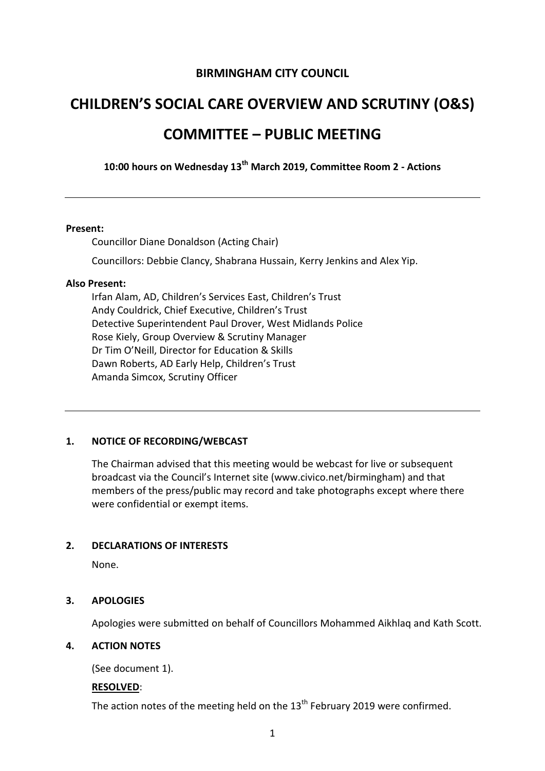# BIRMINGHAM CITY COUNCIL

# CHILDREN'S SOCIAL CARE OVERVIEW AND SCRUTINY (O&S) COMMITTEE – PUBLIC MEETING

**10:00 hours on Wednesday 13th March 2019, Committee Room 2 - Actions**

---

**Present:**

Councillor Diane Donaldson (Acting Chair)

Councillors: Debbie Clancy, Shabrana Hussain, Kerry Jenkins and Alex Yip.

**Also Present:**

Irfan Alam, AD, Children's Services East, Children's Trust
Andy Couldrick, Chief Executive, Children's Trust
Detective Superintendent Paul Drover, West Midlands Police
Rose Kiely, Group Overview & Scrutiny Manager
Dr Tim O'Neill, Director for Education & Skills
Dawn Roberts, AD Early Help, Children's Trust
Amanda Simcox, Scrutiny Officer

---

## 1. NOTICE OF RECORDING/WEBCAST

The Chairman advised that this meeting would be webcast for live or subsequent broadcast via the Council's Internet site (www.civico.net/birmingham) and that members of the press/public may record and take photographs except where there were confidential or exempt items.

## 2. DECLARATIONS OF INTERESTS

None.

## 3. APOLOGIES

Apologies were submitted on behalf of Councillors Mohammed Aikhlaq and Kath Scott.

## 4. ACTION NOTES

(See document 1).

**RESOLVED**:

The action notes of the meeting held on the 13th February 2019 were confirmed.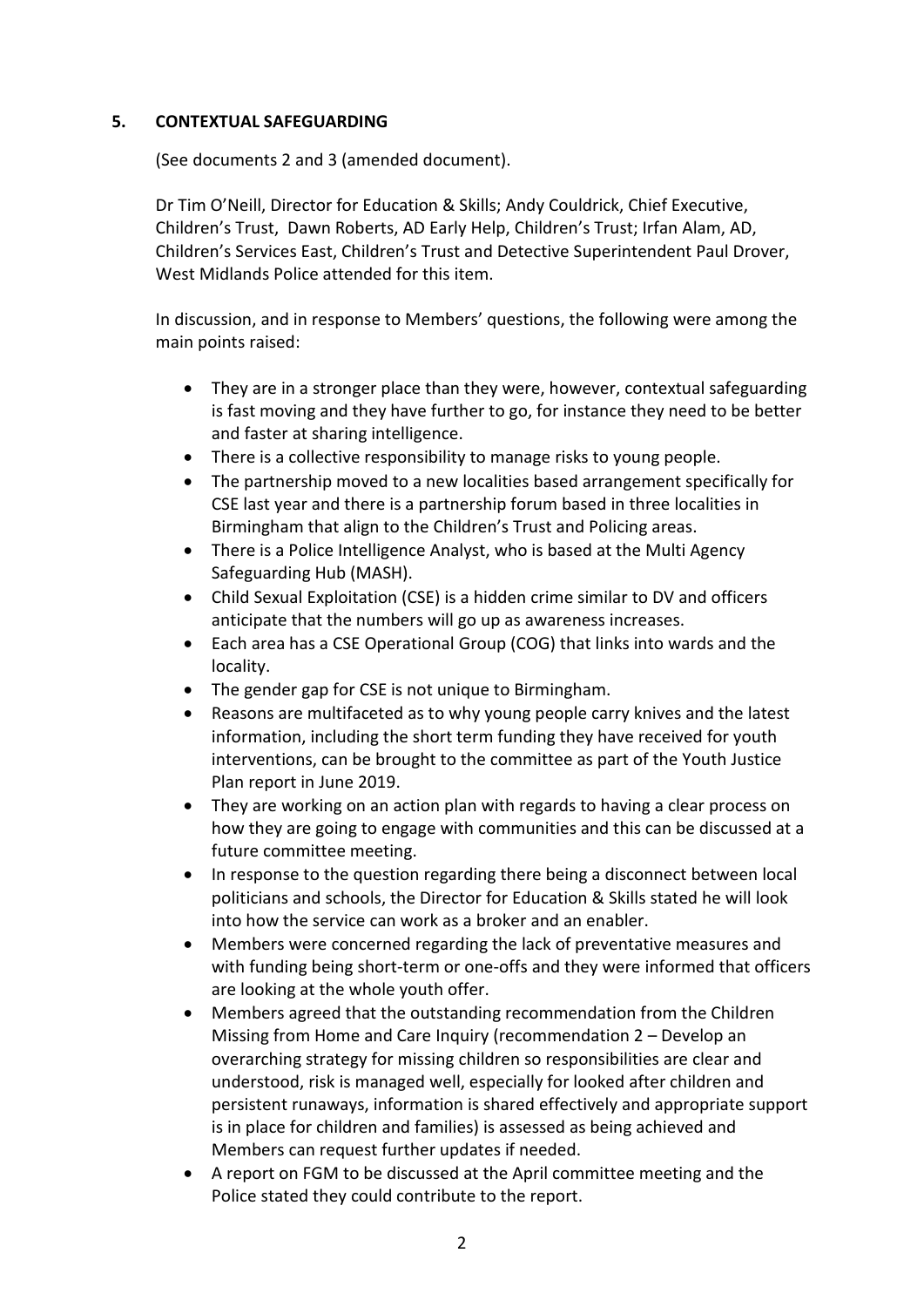## 5. CONTEXTUAL SAFEGUARDING

(See documents 2 and 3 (amended document).

Dr Tim O'Neill, Director for Education & Skills; Andy Couldrick, Chief Executive, Children's Trust, Dawn Roberts, AD Early Help, Children's Trust; Irfan Alam, AD, Children's Services East, Children's Trust and Detective Superintendent Paul Drover, West Midlands Police attended for this item.

In discussion, and in response to Members' questions, the following were among the main points raised:

- They are in a stronger place than they were, however, contextual safeguarding is fast moving and they have further to go, for instance they need to be better and faster at sharing intelligence.
- There is a collective responsibility to manage risks to young people.
- The partnership moved to a new localities based arrangement specifically for CSE last year and there is a partnership forum based in three localities in Birmingham that align to the Children's Trust and Policing areas.
- There is a Police Intelligence Analyst, who is based at the Multi Agency Safeguarding Hub (MASH).
- Child Sexual Exploitation (CSE) is a hidden crime similar to DV and officers anticipate that the numbers will go up as awareness increases.
- Each area has a CSE Operational Group (COG) that links into wards and the locality.
- The gender gap for CSE is not unique to Birmingham.
- Reasons are multifaceted as to why young people carry knives and the latest information, including the short term funding they have received for youth interventions, can be brought to the committee as part of the Youth Justice Plan report in June 2019.
- They are working on an action plan with regards to having a clear process on how they are going to engage with communities and this can be discussed at a future committee meeting.
- In response to the question regarding there being a disconnect between local politicians and schools, the Director for Education & Skills stated he will look into how the service can work as a broker and an enabler.
- Members were concerned regarding the lack of preventative measures and with funding being short-term or one-offs and they were informed that officers are looking at the whole youth offer.
- Members agreed that the outstanding recommendation from the Children Missing from Home and Care Inquiry (recommendation 2 – Develop an overarching strategy for missing children so responsibilities are clear and understood, risk is managed well, especially for looked after children and persistent runaways, information is shared effectively and appropriate support is in place for children and families) is assessed as being achieved and Members can request further updates if needed.
- A report on FGM to be discussed at the April committee meeting and the Police stated they could contribute to the report.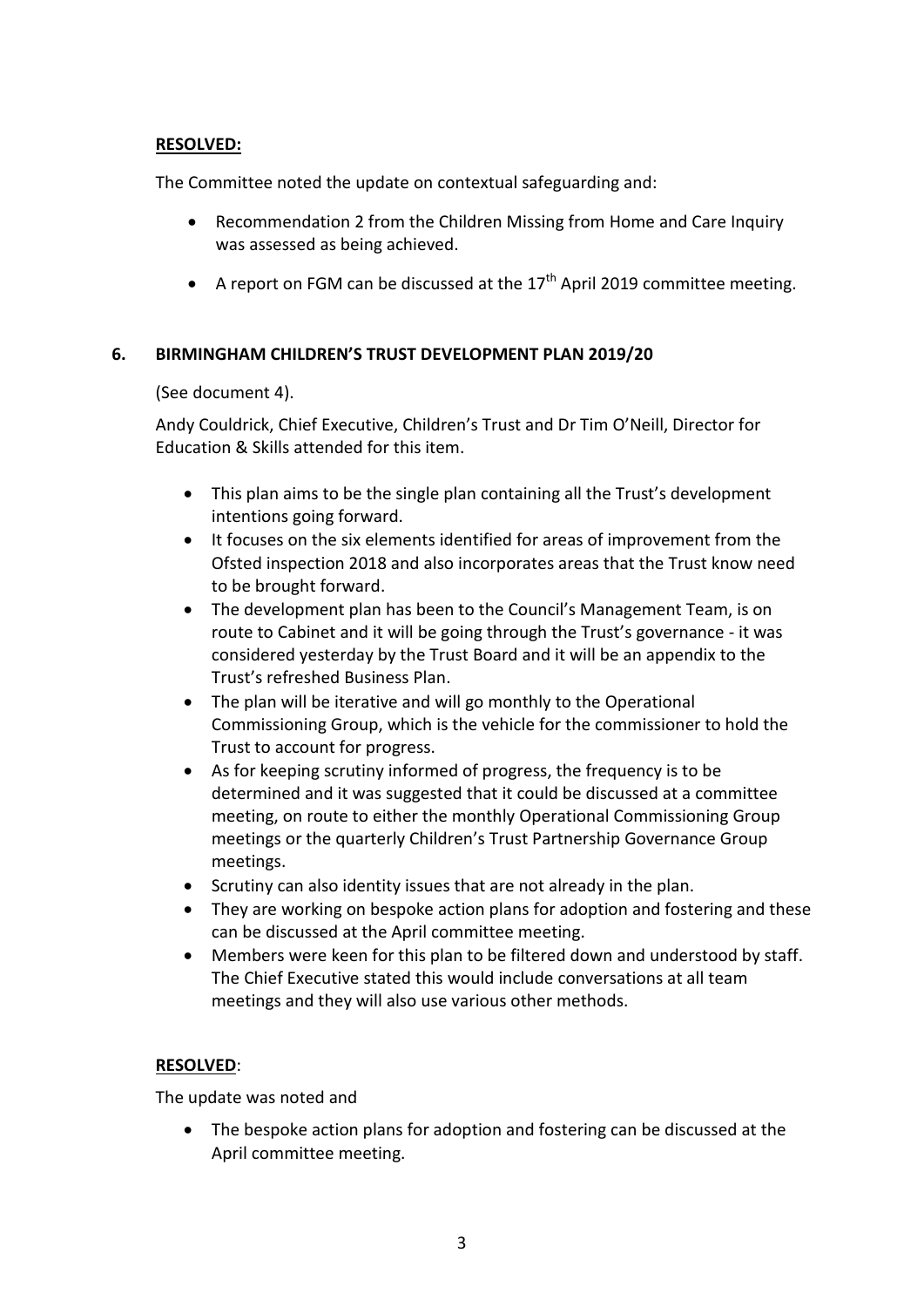**RESOLVED:**

The Committee noted the update on contextual safeguarding and:

- Recommendation 2 from the Children Missing from Home and Care Inquiry was assessed as being achieved.
- A report on FGM can be discussed at the 17th April 2019 committee meeting.

## 6. BIRMINGHAM CHILDREN'S TRUST DEVELOPMENT PLAN 2019/20

(See document 4).

Andy Couldrick, Chief Executive, Children's Trust and Dr Tim O'Neill, Director for Education & Skills attended for this item.

- This plan aims to be the single plan containing all the Trust's development intentions going forward.
- It focuses on the six elements identified for areas of improvement from the Ofsted inspection 2018 and also incorporates areas that the Trust know need to be brought forward.
- The development plan has been to the Council's Management Team, is on route to Cabinet and it will be going through the Trust's governance - it was considered yesterday by the Trust Board and it will be an appendix to the Trust's refreshed Business Plan.
- The plan will be iterative and will go monthly to the Operational Commissioning Group, which is the vehicle for the commissioner to hold the Trust to account for progress.
- As for keeping scrutiny informed of progress, the frequency is to be determined and it was suggested that it could be discussed at a committee meeting, on route to either the monthly Operational Commissioning Group meetings or the quarterly Children's Trust Partnership Governance Group meetings.
- Scrutiny can also identity issues that are not already in the plan.
- They are working on bespoke action plans for adoption and fostering and these can be discussed at the April committee meeting.
- Members were keen for this plan to be filtered down and understood by staff. The Chief Executive stated this would include conversations at all team meetings and they will also use various other methods.

**RESOLVED**:

The update was noted and

- The bespoke action plans for adoption and fostering can be discussed at the April committee meeting.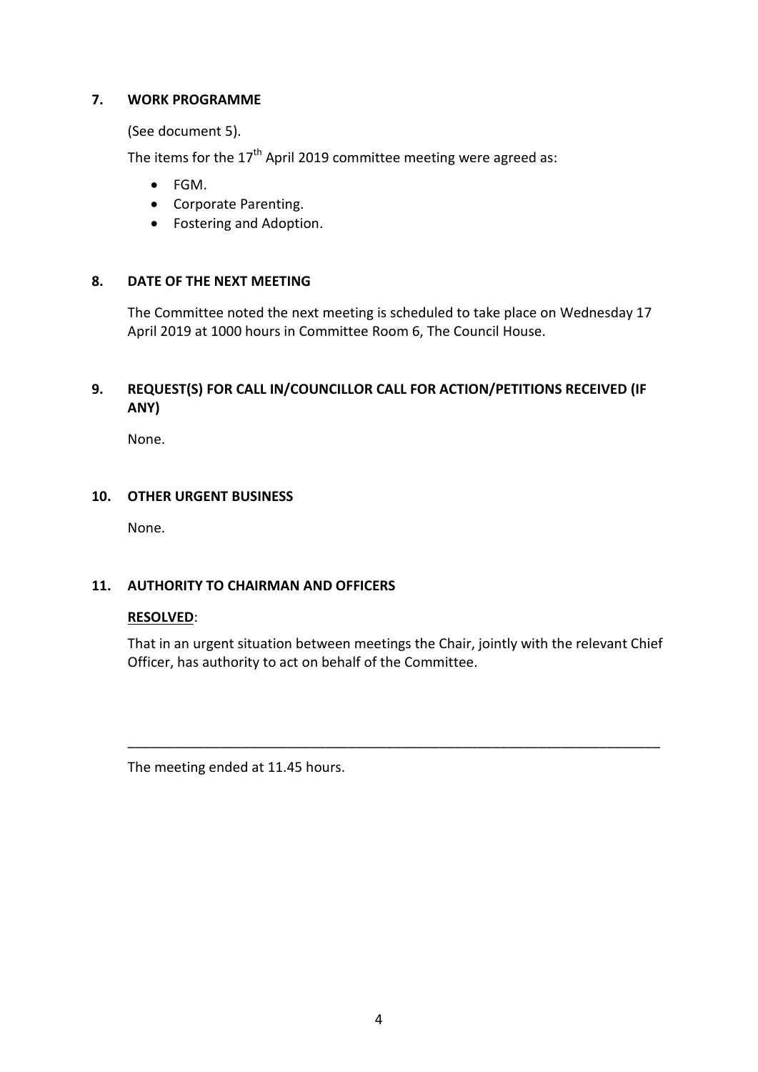## 7. WORK PROGRAMME

(See document 5).

The items for the 17$^{th}$ April 2019 committee meeting were agreed as:

- FGM.
- Corporate Parenting.
- Fostering and Adoption.

## 8. DATE OF THE NEXT MEETING

The Committee noted the next meeting is scheduled to take place on Wednesday 17 April 2019 at 1000 hours in Committee Room 6, The Council House.

## 9. REQUEST(S) FOR CALL IN/COUNCILLOR CALL FOR ACTION/PETITIONS RECEIVED (IF ANY)

None.

## 10. OTHER URGENT BUSINESS

None.

## 11. AUTHORITY TO CHAIRMAN AND OFFICERS

**RESOLVED**:

That in an urgent situation between meetings the Chair, jointly with the relevant Chief Officer, has authority to act on behalf of the Committee.

---

The meeting ended at 11.45 hours.